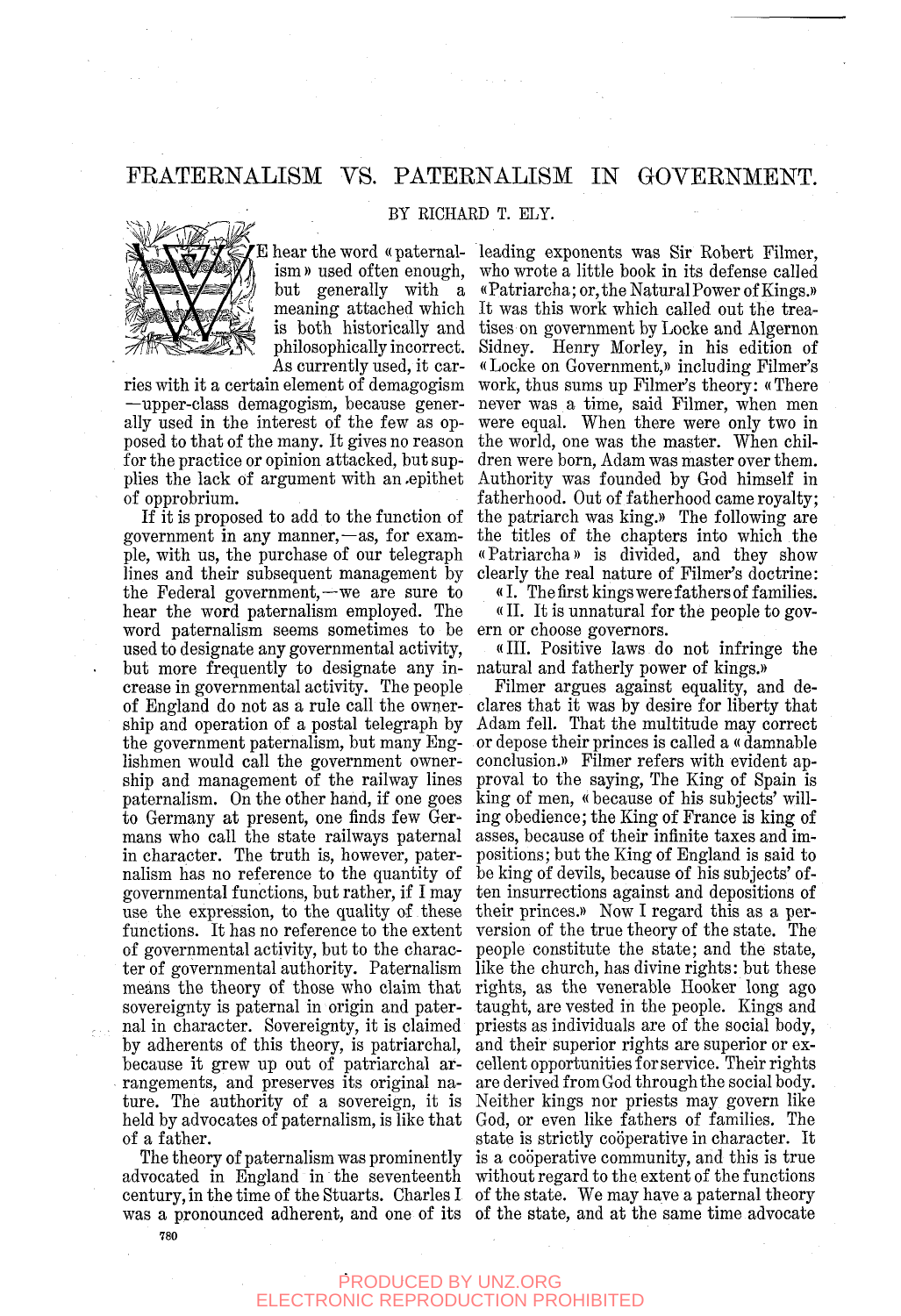# FRATERNALISM VS. PATERNALISM IN GOVERNMENT.

BY RICHARD T. ELY.

WE hear the word «paternalism» used often enough, but generally with a meaning attached which is both historically and philosophically incorrect. As currently used, it carries with it a certain element of demagogism —upper-class demagogism, because generally used in the interest of the few as opposed to that of the many. It gives no reason for the practice or opinion attacked, but supplies the lack of argument with an epithet of opprobrium.

If it is proposed to add to the function of government in any manner,—as, for example, with us, the purchase of our telegraph lines and their subsequent management by the Federal government,—we are sure to hear the word paternalism employed. The word paternalism seems sometimes to be used to designate any governmental activity, but more frequently to designate any increase in governmental activity. The people of England do not as a rule call the ownership and operation of a postal telegraph by the government paternalism, but many Englishmen would call the government ownership and management of the railway lines paternalism. On the other hand, if one goes to Germany at present, one finds few Germans who call the state railways paternal in character. The truth is, however, paternalism has no reference to the quantity of governmental functions, but rather, if I may use the expression, to the quality of these functions. It has no reference to the extent of governmental activity, but to the character of governmental authority. Paternalism means the theory of those who claim that sovereignty is paternal in origin and paternal in character. Sovereignty, it is claimed by adherents of this theory, is patriarchal, because it grew up out of patriarchal arrangements, and preserves its original nature. The authority of a sovereign, it is held by advocates of paternalism, is like that of a father.

The theory of paternalism was prominently advocated in England in the seventeenth century, in the time of the Stuarts. Charles I was a pronounced adherent, and one of its leading exponents was Sir Robert Filmer, who wrote a little book in its defense called «Patriarcha; or, the Natural Power of Kings.» It was this work which called out the treatises on government by Locke and Algernon Sidney. Henry Morley, in his edition of «Locke on Government,» including Filmer's work, thus sums up Filmer's theory: «There never was a time, said Filmer, when men were equal. When there were only two in the world, one was the master. When children were born, Adam was master over them. Authority was founded by God himself in fatherhood. Out of fatherhood came royalty; the patriarch was king.» The following are the titles of the chapters into which the «Patriarcha» is divided, and they show clearly the real nature of Filmer's doctrine:

«I. The first kings were fathers of families.

«II. It is unnatural for the people to govern or choose governors.

«III. Positive laws do not infringe the natural and fatherly power of kings.»

Filmer argues against equality, and declares that it was by desire for liberty that Adam fell. That the multitude may correct or depose their princes is called a «damnable conclusion.» Filmer refers with evident approval to the saying, The King of Spain is king of men, «because of his subjects' willing obedience; the King of France is king of asses, because of their infinite taxes and impositions; but the King of England is said to be king of devils, because of his subjects' often insurrections against and depositions of their princes.» Now I regard this as a perversion of the true theory of the state. The people constitute the state; and the state, like the church, has divine rights: but these rights, as the venerable Hooker long ago taught, are vested in the people. Kings and priests as individuals are of the social body, and their superior rights are superior or excellent opportunities for service. Their rights are derived from God through the social body. Neither kings nor priests may govern like God, or even like fathers of families. The state is strictly coöperative in character. It is a coöperative community, and this is true without regard to the extent of the functions of the state. We may have a paternal theory of the state, and at the same time advocate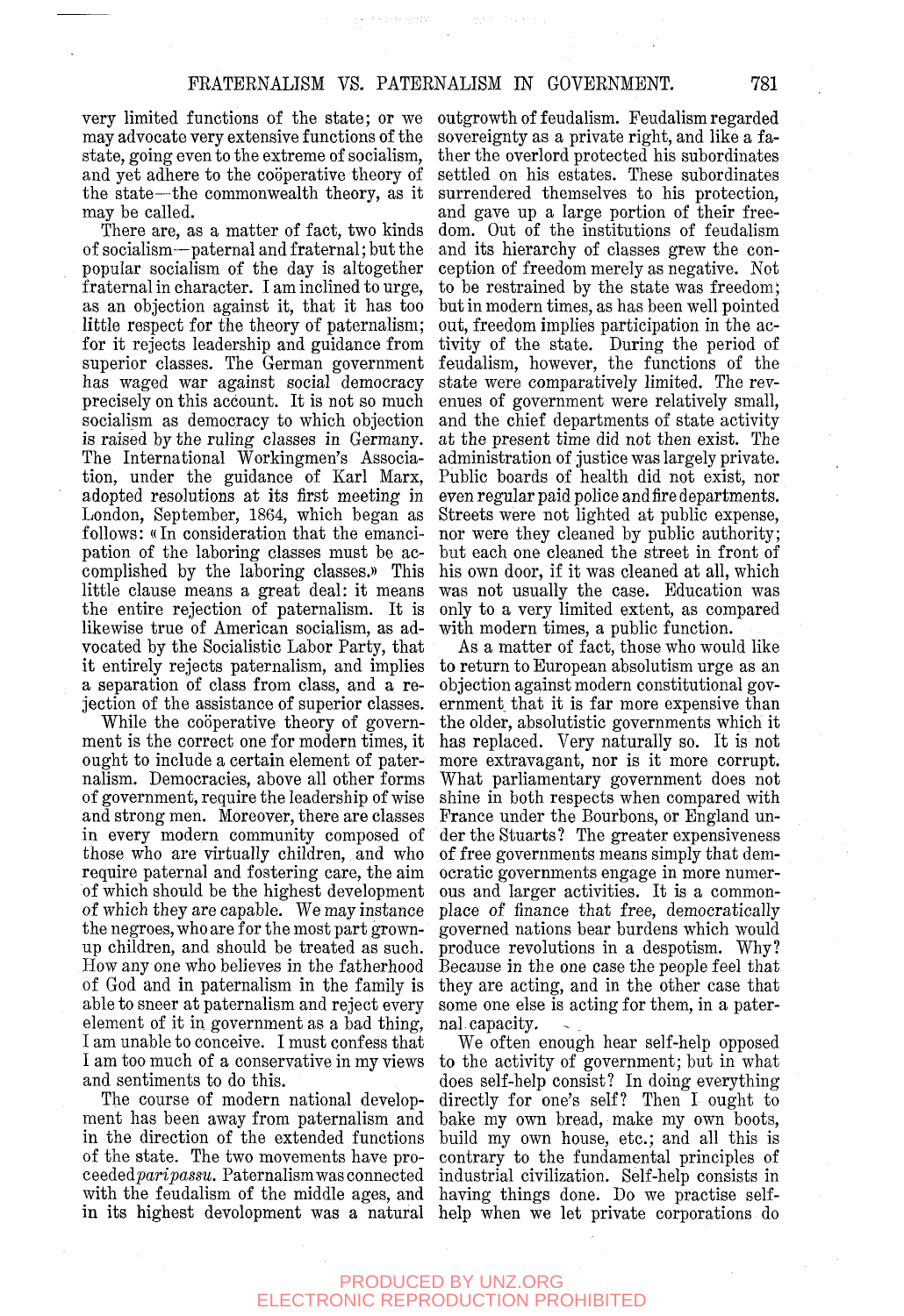very limited functions of the state; or we may advocate very extensive functions of the state, going even to the extreme of socialism, and yet adhere to the coöperative theory of the state—the commonwealth theory, as it may be called.

There are, as a matter of fact, two kinds of socialism—paternal and fraternal; but the popular socialism of the day is altogether fraternal in character. I am inclined to urge, as an objection against it, that it has too little respect for the theory of paternalism; for it rejects leadership and guidance from superior classes. The German government has waged war against social democracy precisely on this account. It is not so much socialism as democracy to which objection is raised by the ruling classes in Germany. The International Workingmen's Association, under the guidance of Karl Marx, adopted resolutions at its first meeting in London, September, 1864, which began as follows: «In consideration that the emancipation of the laboring classes must be accomplished by the laboring classes.» This little clause means a great deal: it means the entire rejection of paternalism. It is likewise true of American socialism, as advocated by the Socialistic Labor Party, that it entirely rejects paternalism, and implies a separation of class from class, and a rejection of the assistance of superior classes.

While the coöperative theory of government is the correct one for modern times, it ought to include a certain element of paternalism. Democracies, above all other forms of government, require the leadership of wise and strong men. Moreover, there are classes in every modern community composed of those who are virtually children, and who require paternal and fostering care, the aim of which should be the highest development of which they are capable. We may instance the negroes, who are for the most part grown-up children, and should be treated as such. How any one who believes in the fatherhood of God and in paternalism in the family is able to sneer at paternalism and reject every element of it in government as a bad thing, I am unable to conceive. I must confess that I am too much of a conservative in my views and sentiments to do this.

The course of modern national development has been away from paternalism and in the direction of the extended functions of the state. The two movements have proceeded *pari passu*. Paternalism was connected with the feudalism of the middle ages, and in its highest development was a natural outgrowth of feudalism. Feudalism regarded sovereignty as a private right, and like a father the overlord protected his subordinates settled on his estates. These subordinates surrendered themselves to his protection, and gave up a large portion of their freedom. Out of the institutions of feudalism and its hierarchy of classes grew the conception of freedom merely as negative. Not to be restrained by the state was freedom; but in modern times, as has been well pointed out, freedom implies participation in the activity of the state. During the period of feudalism, however, the functions of the state were comparatively limited. The revenues of government were relatively small, and the chief departments of state activity at the present time did not then exist. The administration of justice was largely private. Public boards of health did not exist, nor even regular paid police and fire departments. Streets were not lighted at public expense, nor were they cleaned by public authority; but each one cleaned the street in front of his own door, if it was cleaned at all, which was not usually the case. Education was only to a very limited extent, as compared with modern times, a public function.

As a matter of fact, those who would like to return to European absolutism urge as an objection against modern constitutional government that it is far more expensive than the older, absolutistic governments which it has replaced. Very naturally so. It is not more extravagant, nor is it more corrupt. What parliamentary government does not shine in both respects when compared with France under the Bourbons, or England under the Stuarts? The greater expensiveness of free governments means simply that democratic governments engage in more numerous and larger activities. It is a commonplace of finance that free, democratically governed nations bear burdens which would produce revolutions in a despotism. Why? Because in the one case the people feel that they are acting, and in the other case that some one else is acting for them, in a paternal capacity.

We often enough hear self-help opposed to the activity of government; but in what does self-help consist? In doing everything directly for one's self? Then I ought to bake my own bread, make my own boots, build my own house, etc.; and all this is contrary to the fundamental principles of industrial civilization. Self-help consists in having things done. Do we practise self-help when we let private corporations do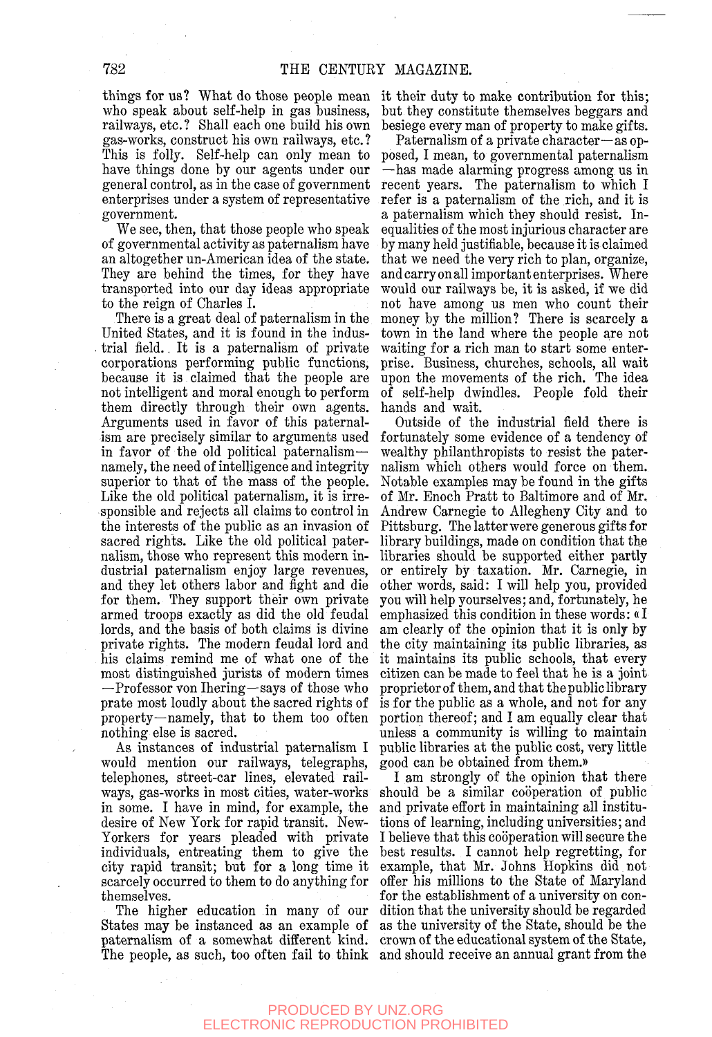things for us? What do those people mean who speak about self-help in gas business, railways, etc.? Shall each one build his own gas-works, construct his own railways, etc.? This is folly. Self-help can only mean to have things done by our agents under our general control, as in the case of government enterprises under a system of representative government.

We see, then, that those people who speak of governmental activity as paternalism have an altogether un-American idea of the state. They are behind the times, for they have transported into our day ideas appropriate to the reign of Charles I.

There is a great deal of paternalism in the United States, and it is found in the industrial field. It is a paternalism of private corporations performing public functions, because it is claimed that the people are not intelligent and moral enough to perform them directly through their own agents. Arguments used in favor of this paternalism are precisely similar to arguments used in favor of the old political paternalism—namely, the need of intelligence and integrity superior to that of the mass of the people. Like the old political paternalism, it is irresponsible and rejects all claims to control in the interests of the public as an invasion of sacred rights. Like the old political paternalism, those who represent this modern industrial paternalism enjoy large revenues, and they let others labor and fight and die for them. They support their own private armed troops exactly as did the old feudal lords, and the basis of both claims is divine private rights. The modern feudal lord and his claims remind me of what one of the most distinguished jurists of modern times—Professor von Ihering—says of those who prate most loudly about the sacred rights of property—namely, that to them too often nothing else is sacred.

As instances of industrial paternalism I would mention our railways, telegraphs, telephones, street-car lines, elevated railways, gas-works in most cities, water-works in some. I have in mind, for example, the desire of New York for rapid transit. New-Yorkers for years pleaded with private individuals, entreating them to give the city rapid transit; but for a long time it scarcely occurred to them to do anything for themselves.

The higher education in many of our States may be instanced as an example of paternalism of a somewhat different kind. The people, as such, too often fail to think it their duty to make contribution for this; but they constitute themselves beggars and besiege every man of property to make gifts.

Paternalism of a private character—as opposed, I mean, to governmental paternalism—has made alarming progress among us in recent years. The paternalism to which I refer is a paternalism of the rich, and it is a paternalism which they should resist. Inequalities of the most injurious character are by many held justifiable, because it is claimed that we need the very rich to plan, organize, and carry on all important enterprises. Where would our railways be, it is asked, if we did not have among us men who count their money by the million? There is scarcely a town in the land where the people are not waiting for a rich man to start some enterprise. Business, churches, schools, all wait upon the movements of the rich. The idea of self-help dwindles. People fold their hands and wait.

Outside of the industrial field there is fortunately some evidence of a tendency of wealthy philanthropists to resist the paternalism which others would force on them. Notable examples may be found in the gifts of Mr. Enoch Pratt to Baltimore and of Mr. Andrew Carnegie to Allegheny City and to Pittsburg. The latter were generous gifts for library buildings, made on condition that the libraries should be supported either partly or entirely by taxation. Mr. Carnegie, in other words, said: I will help you, provided you will help yourselves; and, fortunately, he emphasized this condition in these words: «I am clearly of the opinion that it is only by the city maintaining its public libraries, as it maintains its public schools, that every citizen can be made to feel that he is a joint proprietor of them, and that the public library is for the public as a whole, and not for any portion thereof; and I am equally clear that unless a community is willing to maintain public libraries at the public cost, very little good can be obtained from them.»

I am strongly of the opinion that there should be a similar coöperation of public and private effort in maintaining all institutions of learning, including universities; and I believe that this coöperation will secure the best results. I cannot help regretting, for example, that Mr. Johns Hopkins did not offer his millions to the State of Maryland for the establishment of a university on condition that the university should be regarded as the university of the State, should be the crown of the educational system of the State, and should receive an annual grant from the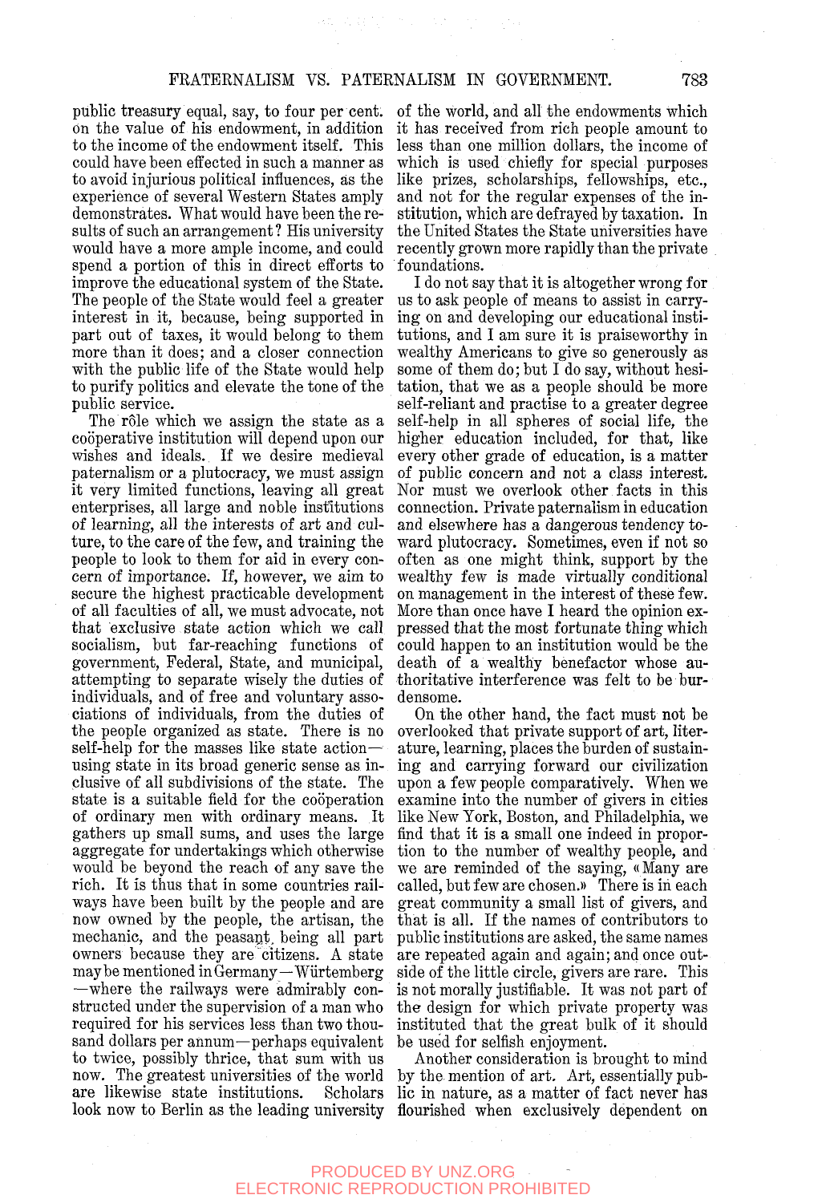public treasury equal, say, to four per cent. on the value of his endowment, in addition to the income of the endowment itself. This could have been effected in such a manner as to avoid injurious political influences, as the experience of several Western States amply demonstrates. What would have been the results of such an arrangement? His university would have a more ample income, and could spend a portion of this in direct efforts to improve the educational system of the State. The people of the State would feel a greater interest in it, because, being supported in part out of taxes, it would belong to them more than it does; and a closer connection with the public life of the State would help to purify politics and elevate the tone of the public service.

The rôle which we assign the state as a coöperative institution will depend upon our wishes and ideals. If we desire medieval paternalism or a plutocracy, we must assign it very limited functions, leaving all great enterprises, all large and noble institutions of learning, all the interests of art and culture, to the care of the few, and training the people to look to them for aid in every concern of importance. If, however, we aim to secure the highest practicable development of all faculties of all, we must advocate, not that exclusive state action which we call socialism, but far-reaching functions of government, Federal, State, and municipal, attempting to separate wisely the duties of individuals, and of free and voluntary associations of individuals, from the duties of the people organized as state. There is no self-help for the masses like state action—using state in its broad generic sense as inclusive of all subdivisions of the state. The state is a suitable field for the coöperation of ordinary men with ordinary means. It gathers up small sums, and uses the large aggregate for undertakings which otherwise would be beyond the reach of any save the rich. It is thus that in some countries railways have been built by the people and are now owned by the people, the artisan, the mechanic, and the peasant, being all part owners because they are citizens. A state may be mentioned in Germany—Würtemberg—where the railways were admirably constructed under the supervision of a man who required for his services less than two thousand dollars per annum—perhaps equivalent to twice, possibly thrice, that sum with us now. The greatest universities of the world are likewise state institutions. Scholars look now to Berlin as the leading university of the world, and all the endowments which it has received from rich people amount to less than one million dollars, the income of which is used chiefly for special purposes like prizes, scholarships, fellowships, etc., and not for the regular expenses of the institution, which are defrayed by taxation. In the United States the State universities have recently grown more rapidly than the private foundations.

I do not say that it is altogether wrong for us to ask people of means to assist in carrying on and developing our educational institutions, and I am sure it is praiseworthy in wealthy Americans to give so generously as some of them do; but I do say, without hesitation, that we as a people should be more self-reliant and practise to a greater degree self-help in all spheres of social life, the higher education included, for that, like every other grade of education, is a matter of public concern and not a class interest. Nor must we overlook other facts in this connection. Private paternalism in education and elsewhere has a dangerous tendency toward plutocracy. Sometimes, even if not so often as one might think, support by the wealthy few is made virtually conditional on management in the interest of these few. More than once have I heard the opinion expressed that the most fortunate thing which could happen to an institution would be the death of a wealthy benefactor whose authoritative interference was felt to be burdensome.

On the other hand, the fact must not be overlooked that private support of art, literature, learning, places the burden of sustaining and carrying forward our civilization upon a few people comparatively. When we examine into the number of givers in cities like New York, Boston, and Philadelphia, we find that it is a small one indeed in proportion to the number of wealthy people, and we are reminded of the saying, «Many are called, but few are chosen.» There is in each great community a small list of givers, and that is all. If the names of contributors to public institutions are asked, the same names are repeated again and again; and once outside of the little circle, givers are rare. This is not morally justifiable. It was not part of the design for which private property was instituted that the great bulk of it should be used for selfish enjoyment.

Another consideration is brought to mind by the mention of art. Art, essentially public in nature, as a matter of fact never has flourished when exclusively dependent on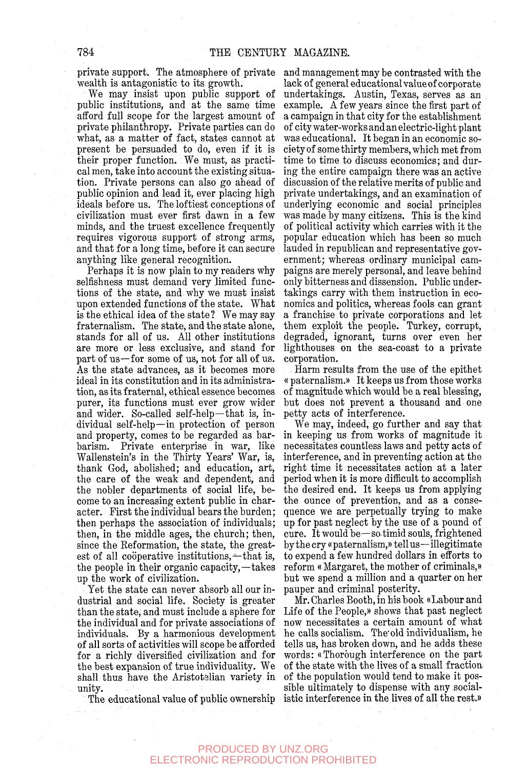private support. The atmosphere of private wealth is antagonistic to its growth.

We may insist upon public support of public institutions, and at the same time afford full scope for the largest amount of private philanthropy. Private parties can do what, as a matter of fact, states cannot at present be persuaded to do, even if it is their proper function. We must, as practical men, take into account the existing situation. Private persons can also go ahead of public opinion and lead it, ever placing high ideals before us. The loftiest conceptions of civilization must ever first dawn in a few minds, and the truest excellence frequently requires vigorous support of strong arms, and that for a long time, before it can secure anything like general recognition.

Perhaps it is now plain to my readers why selfishness must demand very limited functions of the state, and why we must insist upon extended functions of the state. What is the ethical idea of the state? We may say fraternalism. The state, and the state alone, stands for all of us. All other institutions are more or less exclusive, and stand for part of us—for some of us, not for all of us. As the state advances, as it becomes more ideal in its constitution and in its administration, as its fraternal, ethical essence becomes purer, its functions must ever grow wider and wider. So-called self-help—that is, individual self-help—in protection of person and property, comes to be regarded as barbarism. Private enterprise in war, like Wallenstein's in the Thirty Years' War, is, thank God, abolished; and education, art, the care of the weak and dependent, and the nobler departments of social life, become to an increasing extent public in character. First the individual bears the burden; then perhaps the association of individuals; then, in the middle ages, the church; then, since the Reformation, the state, the greatest of all coöperative institutions,—that is, the people in their organic capacity,—takes up the work of civilization.

Yet the state can never absorb all our industrial and social life. Society is greater than the state, and must include a sphere for the individual and for private associations of individuals. By a harmonious development of all sorts of activities will scope be afforded for a richly diversified civilization and for the best expansion of true individuality. We shall thus have the Aristotelian variety in unity.

The educational value of public ownership and management may be contrasted with the lack of general educational value of corporate undertakings. Austin, Texas, serves as an example. A few years since the first part of a campaign in that city for the establishment of city water-works and an electric-light plant was educational. It began in an economic society of some thirty members, which met from time to time to discuss economics; and during the entire campaign there was an active discussion of the relative merits of public and private undertakings, and an examination of underlying economic and social principles was made by many citizens. This is the kind of political activity which carries with it the popular education which has been so much lauded in republican and representative government; whereas ordinary municipal campaigns are merely personal, and leave behind only bitterness and dissension. Public undertakings carry with them instruction in economics and politics, whereas fools can grant a franchise to private corporations and let them exploit the people. Turkey, corrupt, degraded, ignorant, turns over even her lighthouses on the sea-coast to a private corporation.

Harm results from the use of the epithet «paternalism.» It keeps us from those works of magnitude which would be a real blessing, but does not prevent a thousand and one petty acts of interference.

We may, indeed, go further and say that in keeping us from works of magnitude it necessitates countless laws and petty acts of interference, and in preventing action at the right time it necessitates action at a later period when it is more difficult to accomplish the desired end. It keeps us from applying the ounce of prevention, and as a consequence we are perpetually trying to make up for past neglect by the use of a pound of cure. It would be—so timid souls, frightened by the cry «paternalism,» tell us—illegitimate to expend a few hundred dollars in efforts to reform «Margaret, the mother of criminals,» but we spend a million and a quarter on her pauper and criminal posterity.

Mr. Charles Booth, in his book «Labour and Life of the People,» shows that past neglect now necessitates a certain amount of what he calls socialism. The old individualism, he tells us, has broken down, and he adds these words: «Thorough interference on the part of the state with the lives of a small fraction of the population would tend to make it possible ultimately to dispense with any socialistic interference in the lives of all the rest.»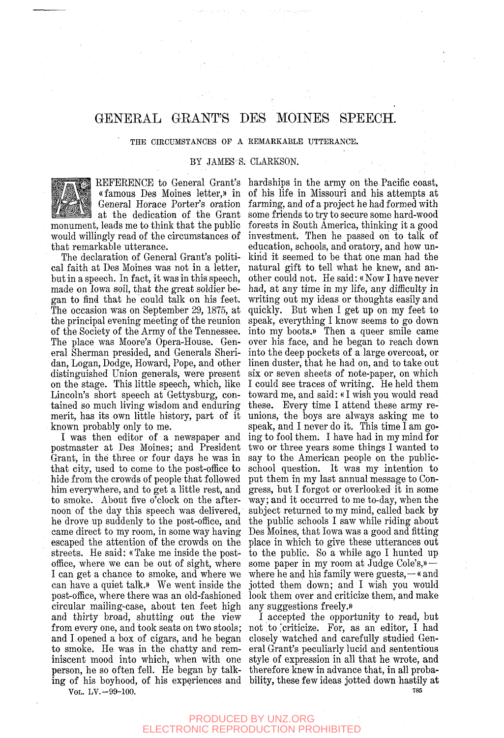# GENERAL GRANT'S DES MOINES SPEECH.

THE CIRCUMSTANCES OF A REMARKABLE UTTERANCE.

BY JAMES S. CLARKSON.

A REFERENCE to General Grant's «famous Des Moines letter,» in General Horace Porter's oration at the dedication of the Grant monument, leads me to think that the public would willingly read of the circumstances of that remarkable utterance.

The declaration of General Grant's political faith at Des Moines was not in a letter, but in a speech. In fact, it was in this speech, made on Iowa soil, that the great soldier began to find that he could talk on his feet. The occasion was on September 29, 1875, at the principal evening meeting of the reunion of the Society of the Army of the Tennessee. The place was Moore's Opera-House. General Sherman presided, and Generals Sheridan, Logan, Dodge, Howard, Pope, and other distinguished Union generals, were present on the stage. This little speech, which, like Lincoln's short speech at Gettysburg, contained so much living wisdom and enduring merit, has its own little history, part of it known probably only to me.

I was then editor of a newspaper and postmaster at Des Moines; and President Grant, in the three or four days he was in that city, used to come to the post-office to hide from the crowds of people that followed him everywhere, and to get a little rest, and to smoke. About five o'clock on the afternoon of the day this speech was delivered, he drove up suddenly to the post-office, and came direct to my room, in some way having escaped the attention of the crowds on the streets. He said: «Take me inside the post-office, where we can be out of sight, where I can get a chance to smoke, and where we can have a quiet talk.» We went inside the post-office, where there was an old-fashioned circular mailing-case, about ten feet high and thirty broad, shutting out the view from every one, and took seats on two stools; and I opened a box of cigars, and he began to smoke. He was in the chatty and reminiscent mood into which, when with one person, he so often fell. He began by talking of his boyhood, of his experiences and hardships in the army on the Pacific coast, of his life in Missouri and his attempts at farming, and of a project he had formed with some friends to try to secure some hard-wood forests in South America, thinking it a good investment. Then he passed on to talk of education, schools, and oratory, and how unkind it seemed to be that one man had the natural gift to tell what he knew, and another could not. He said: «Now I have never had, at any time in my life, any difficulty in writing out my ideas or thoughts easily and quickly. But when I get up on my feet to speak, everything I know seems to go down into my boots.» Then a queer smile came over his face, and he began to reach down into the deep pockets of a large overcoat, or linen duster, that he had on, and to take out six or seven sheets of note-paper, on which I could see traces of writing. He held them toward me, and said: «I wish you would read these. Every time I attend these army reunions, the boys are always asking me to speak, and I never do it. This time I am going to fool them. I have had in my mind for two or three years some things I wanted to say to the American people on the public-school question. It was my intention to put them in my last annual message to Congress, but I forgot or overlooked it in some way; and it occurred to me to-day, when the subject returned to my mind, called back by the public schools I saw while riding about Des Moines, that Iowa was a good and fitting place in which to give these utterances out to the public. So a while ago I hunted up some paper in my room at Judge Cole's,»—where he and his family were guests,—«and jotted them down; and I wish you would look them over and criticize them, and make any suggestions freely.»

I accepted the opportunity to read, but not to criticize. For, as an editor, I had closely watched and carefully studied General Grant's peculiarly lucid and sententious style of expression in all that he wrote, and therefore knew in advance that, in all probability, these few ideas jotted down hastily at